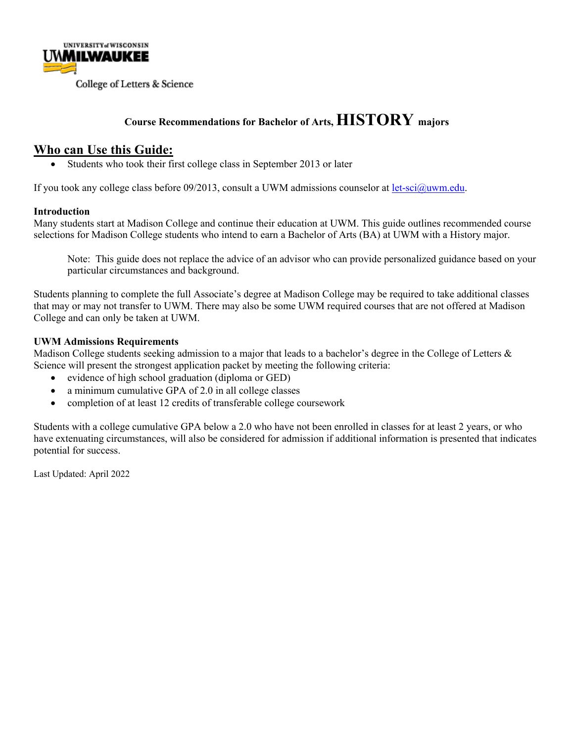UNIVERSITY of WISCONSIN
UWMILWAUKEE
College of Letters & Science

# Course Recommendations for Bachelor of Arts, HISTORY majors

## Who can Use this Guide:

- Students who took their first college class in September 2013 or later

If you took any college class before 09/2013, consult a UWM admissions counselor at let-sci@uwm.edu.

**Introduction**

Many students start at Madison College and continue their education at UWM. This guide outlines recommended course selections for Madison College students who intend to earn a Bachelor of Arts (BA) at UWM with a History major.

> Note: This guide does not replace the advice of an advisor who can provide personalized guidance based on your particular circumstances and background.

Students planning to complete the full Associate's degree at Madison College may be required to take additional classes that may or may not transfer to UWM. There may also be some UWM required courses that are not offered at Madison College and can only be taken at UWM.

**UWM Admissions Requirements**

Madison College students seeking admission to a major that leads to a bachelor's degree in the College of Letters & Science will present the strongest application packet by meeting the following criteria:

- evidence of high school graduation (diploma or GED)
- a minimum cumulative GPA of 2.0 in all college classes
- completion of at least 12 credits of transferable college coursework

Students with a college cumulative GPA below a 2.0 who have not been enrolled in classes for at least 2 years, or who have extenuating circumstances, will also be considered for admission if additional information is presented that indicates potential for success.

Last Updated: April 2022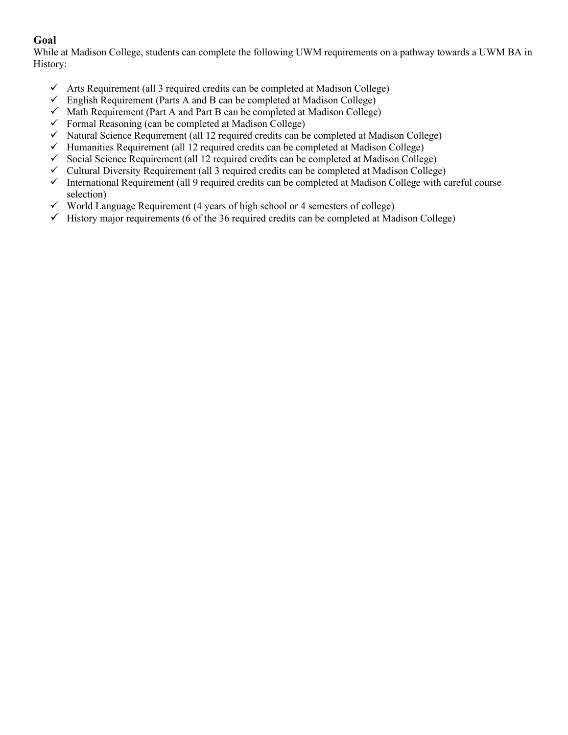## Goal

While at Madison College, students can complete the following UWM requirements on a pathway towards a UWM BA in History:

- ✓ Arts Requirement (all 3 required credits can be completed at Madison College)
- ✓ English Requirement (Parts A and B can be completed at Madison College)
- ✓ Math Requirement (Part A and Part B can be completed at Madison College)
- ✓ Formal Reasoning (can be completed at Madison College)
- ✓ Natural Science Requirement (all 12 required credits can be completed at Madison College)
- ✓ Humanities Requirement (all 12 required credits can be completed at Madison College)
- ✓ Social Science Requirement (all 12 required credits can be completed at Madison College)
- ✓ Cultural Diversity Requirement (all 3 required credits can be completed at Madison College)
- ✓ International Requirement (all 9 required credits can be completed at Madison College with careful course selection)
- ✓ World Language Requirement (4 years of high school or 4 semesters of college)
- ✓ History major requirements (6 of the 36 required credits can be completed at Madison College)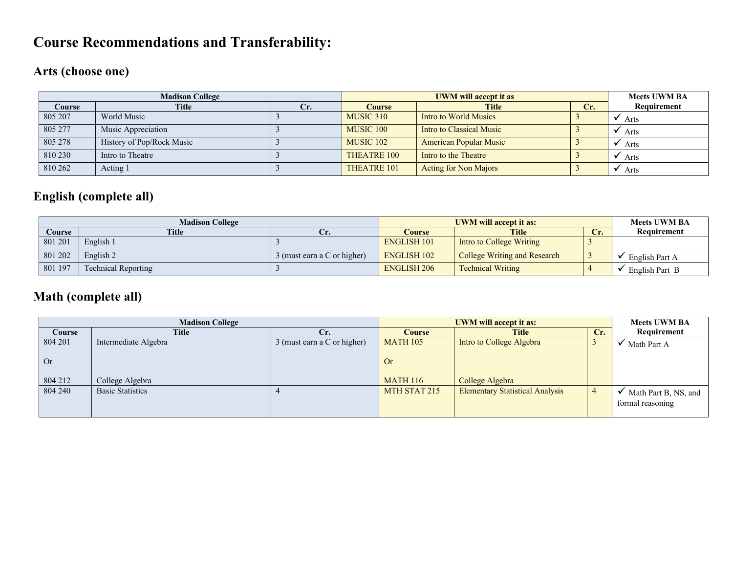# Course Recommendations and Transferability:

## Arts (choose one)

| Madison College | | | UWM will accept it as | | | Meets UWM BA Requirement |
|---|---|---|---|---|---|---|
| Course | Title | Cr. | Course | Title | Cr. | |
| 805 207 | World Music | 3 | MUSIC 310 | Intro to World Musics | 3 | ✓ Arts |
| 805 277 | Music Appreciation | 3 | MUSIC 100 | Intro to Classical Music | 3 | ✓ Arts |
| 805 278 | History of Pop/Rock Music | 3 | MUSIC 102 | American Popular Music | 3 | ✓ Arts |
| 810 230 | Intro to Theatre | 3 | THEATRE 100 | Intro to the Theatre | 3 | ✓ Arts |
| 810 262 | Acting 1 | 3 | THEATRE 101 | Acting for Non Majors | 3 | ✓ Arts |

## English (complete all)

| Madison College | | | UWM will accept it as: | | | Meets UWM BA Requirement |
|---|---|---|---|---|---|---|
| Course | Title | Cr. | Course | Title | Cr. | |
| 801 201 | English 1 | 3 | ENGLISH 101 | Intro to College Writing | 3 | |
| 801 202 | English 2 | 3 (must earn a C or higher) | ENGLISH 102 | College Writing and Research | 3 | ✓ English Part A |
| 801 197 | Technical Reporting | 3 | ENGLISH 206 | Technical Writing | 4 | ✓ English Part B |

## Math (complete all)

| Madison College | | | UWM will accept it as: | | | Meets UWM BA Requirement |
|---|---|---|---|---|---|---|
| Course | Title | Cr. | Course | Title | Cr. | |
| 804 201 Or 804 212 | Intermediate Algebra / College Algebra | 3 (must earn a C or higher) | MATH 105 Or MATH 116 | Intro to College Algebra / College Algebra | 3 | ✓ Math Part A |
| 804 240 | Basic Statistics | 4 | MTH STAT 215 | Elementary Statistical Analysis | 4 | ✓ Math Part B, NS, and formal reasoning |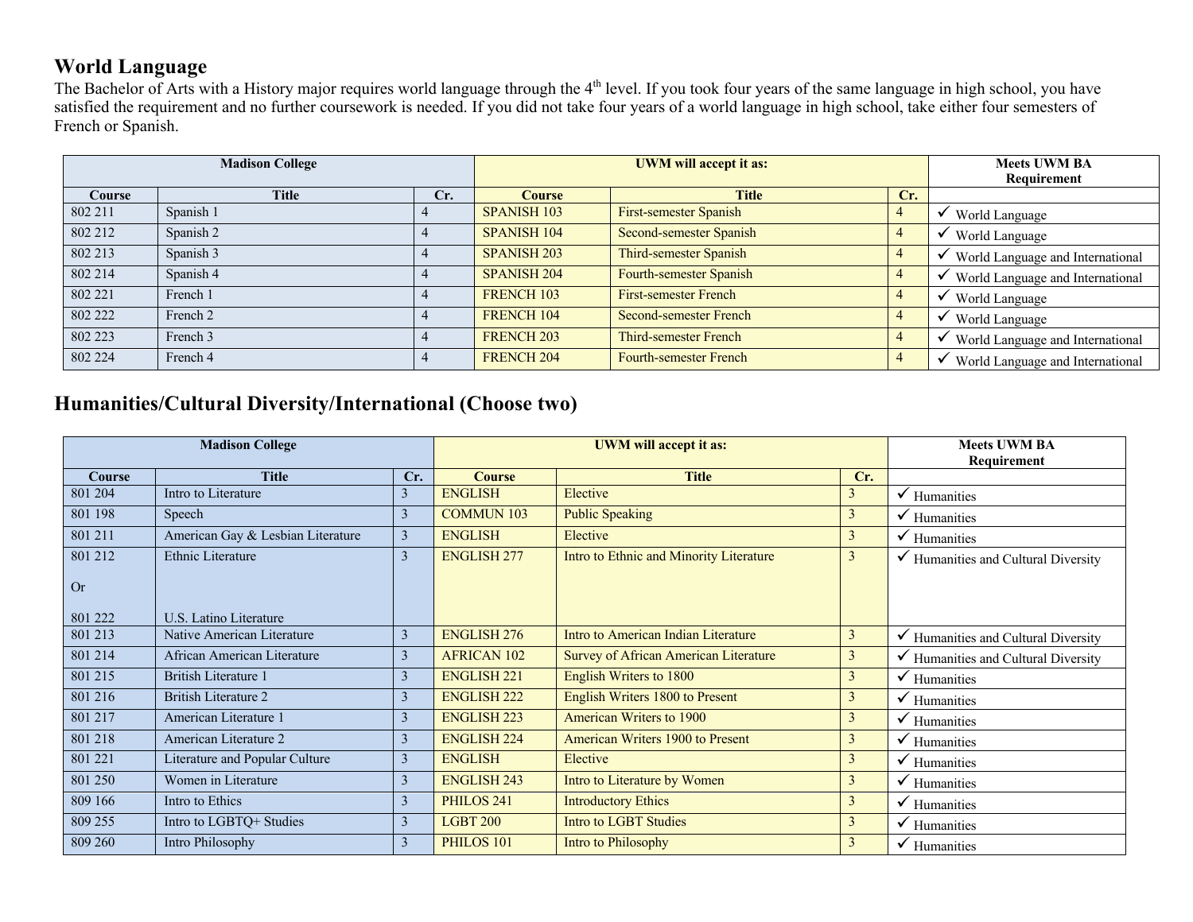## World Language

The Bachelor of Arts with a History major requires world language through the 4th level. If you took four years of the same language in high school, you have satisfied the requirement and no further coursework is needed. If you did not take four years of a world language in high school, take either four semesters of French or Spanish.

| Madison College | | | UWM will accept it as: | | | Meets UWM BA Requirement |
|---|---|---|---|---|---|---|
| **Course** | **Title** | **Cr.** | **Course** | **Title** | **Cr.** | |
| 802 211 | Spanish 1 | 4 | SPANISH 103 | First-semester Spanish | 4 | ✓ World Language |
| 802 212 | Spanish 2 | 4 | SPANISH 104 | Second-semester Spanish | 4 | ✓ World Language |
| 802 213 | Spanish 3 | 4 | SPANISH 203 | Third-semester Spanish | 4 | ✓ World Language and International |
| 802 214 | Spanish 4 | 4 | SPANISH 204 | Fourth-semester Spanish | 4 | ✓ World Language and International |
| 802 221 | French 1 | 4 | FRENCH 103 | First-semester French | 4 | ✓ World Language |
| 802 222 | French 2 | 4 | FRENCH 104 | Second-semester French | 4 | ✓ World Language |
| 802 223 | French 3 | 4 | FRENCH 203 | Third-semester French | 4 | ✓ World Language and International |
| 802 224 | French 4 | 4 | FRENCH 204 | Fourth-semester French | 4 | ✓ World Language and International |

## Humanities/Cultural Diversity/International (Choose two)

| Madison College | | | UWM will accept it as: | | | Meets UWM BA Requirement |
|---|---|---|---|---|---|---|
| **Course** | **Title** | **Cr.** | **Course** | **Title** | **Cr.** | |
| 801 204 | Intro to Literature | 3 | ENGLISH | Elective | 3 | ✓ Humanities |
| 801 198 | Speech | 3 | COMMUN 103 | Public Speaking | 3 | ✓ Humanities |
| 801 211 | American Gay & Lesbian Literature | 3 | ENGLISH | Elective | 3 | ✓ Humanities |
| 801 212 Or 801 222 | Ethnic Literature / U.S. Latino Literature | 3 | ENGLISH 277 | Intro to Ethnic and Minority Literature | 3 | ✓ Humanities and Cultural Diversity |
| 801 213 | Native American Literature | 3 | ENGLISH 276 | Intro to American Indian Literature | 3 | ✓ Humanities and Cultural Diversity |
| 801 214 | African American Literature | 3 | AFRICAN 102 | Survey of African American Literature | 3 | ✓ Humanities and Cultural Diversity |
| 801 215 | British Literature 1 | 3 | ENGLISH 221 | English Writers to 1800 | 3 | ✓ Humanities |
| 801 216 | British Literature 2 | 3 | ENGLISH 222 | English Writers 1800 to Present | 3 | ✓ Humanities |
| 801 217 | American Literature 1 | 3 | ENGLISH 223 | American Writers to 1900 | 3 | ✓ Humanities |
| 801 218 | American Literature 2 | 3 | ENGLISH 224 | American Writers 1900 to Present | 3 | ✓ Humanities |
| 801 221 | Literature and Popular Culture | 3 | ENGLISH | Elective | 3 | ✓ Humanities |
| 801 250 | Women in Literature | 3 | ENGLISH 243 | Intro to Literature by Women | 3 | ✓ Humanities |
| 809 166 | Intro to Ethics | 3 | PHILOS 241 | Introductory Ethics | 3 | ✓ Humanities |
| 809 255 | Intro to LGBTQ+ Studies | 3 | LGBT 200 | Intro to LGBT Studies | 3 | ✓ Humanities |
| 809 260 | Intro Philosophy | 3 | PHILOS 101 | Intro to Philosophy | 3 | ✓ Humanities |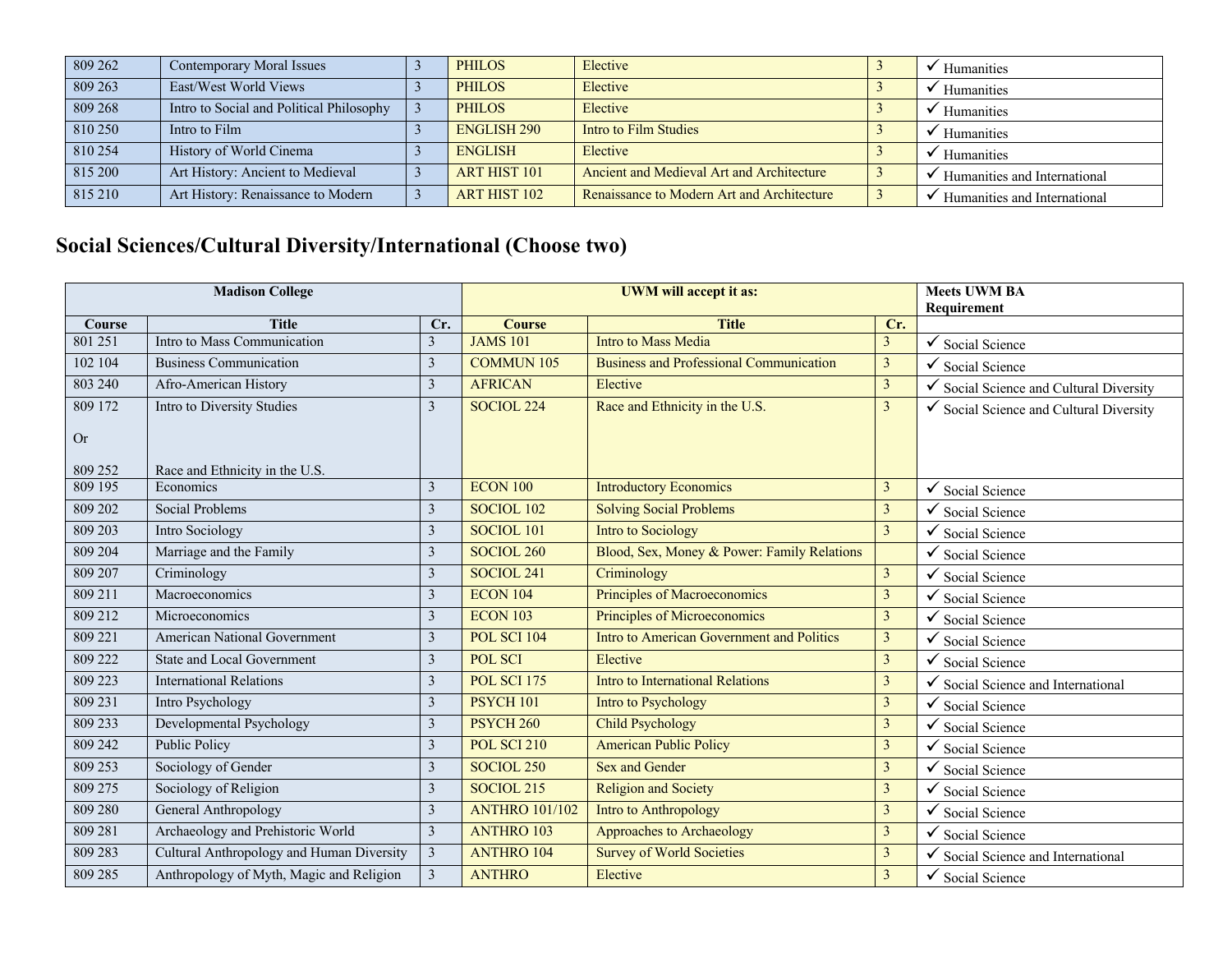| 809 262 | Contemporary Moral Issues | 3 | PHILOS | Elective | 3 | ✓ Humanities |
|---|---|---|---|---|---|---|
| 809 263 | East/West World Views | 3 | PHILOS | Elective | 3 | ✓ Humanities |
| 809 268 | Intro to Social and Political Philosophy | 3 | PHILOS | Elective | 3 | ✓ Humanities |
| 810 250 | Intro to Film | 3 | ENGLISH 290 | Intro to Film Studies | 3 | ✓ Humanities |
| 810 254 | History of World Cinema | 3 | ENGLISH | Elective | 3 | ✓ Humanities |
| 815 200 | Art History: Ancient to Medieval | 3 | ART HIST 101 | Ancient and Medieval Art and Architecture | 3 | ✓ Humanities and International |
| 815 210 | Art History: Renaissance to Modern | 3 | ART HIST 102 | Renaissance to Modern Art and Architecture | 3 | ✓ Humanities and International |

## Social Sciences/Cultural Diversity/International (Choose two)

| Madison College | | | UWM will accept it as: | | | Meets UWM BA Requirement |
|---|---|---|---|---|---|---|
| Course | Title | Cr. | Course | Title | Cr. | |
| 801 251 | Intro to Mass Communication | 3 | JAMS 101 | Intro to Mass Media | 3 | ✓ Social Science |
| 102 104 | Business Communication | 3 | COMMUN 105 | Business and Professional Communication | 3 | ✓ Social Science |
| 803 240 | Afro-American History | 3 | AFRICAN | Elective | 3 | ✓ Social Science and Cultural Diversity |
| 809 172 Or 809 252 | Intro to Diversity Studies / Race and Ethnicity in the U.S. | 3 | SOCIOL 224 | Race and Ethnicity in the U.S. | 3 | ✓ Social Science and Cultural Diversity |
| 809 195 | Economics | 3 | ECON 100 | Introductory Economics | 3 | ✓ Social Science |
| 809 202 | Social Problems | 3 | SOCIOL 102 | Solving Social Problems | 3 | ✓ Social Science |
| 809 203 | Intro Sociology | 3 | SOCIOL 101 | Intro to Sociology | 3 | ✓ Social Science |
| 809 204 | Marriage and the Family | 3 | SOCIOL 260 | Blood, Sex, Money & Power: Family Relations | | ✓ Social Science |
| 809 207 | Criminology | 3 | SOCIOL 241 | Criminology | 3 | ✓ Social Science |
| 809 211 | Macroeconomics | 3 | ECON 104 | Principles of Macroeconomics | 3 | ✓ Social Science |
| 809 212 | Microeconomics | 3 | ECON 103 | Principles of Microeconomics | 3 | ✓ Social Science |
| 809 221 | American National Government | 3 | POL SCI 104 | Intro to American Government and Politics | 3 | ✓ Social Science |
| 809 222 | State and Local Government | 3 | POL SCI | Elective | 3 | ✓ Social Science |
| 809 223 | International Relations | 3 | POL SCI 175 | Intro to International Relations | 3 | ✓ Social Science and International |
| 809 231 | Intro Psychology | 3 | PSYCH 101 | Intro to Psychology | 3 | ✓ Social Science |
| 809 233 | Developmental Psychology | 3 | PSYCH 260 | Child Psychology | 3 | ✓ Social Science |
| 809 242 | Public Policy | 3 | POL SCI 210 | American Public Policy | 3 | ✓ Social Science |
| 809 253 | Sociology of Gender | 3 | SOCIOL 250 | Sex and Gender | 3 | ✓ Social Science |
| 809 275 | Sociology of Religion | 3 | SOCIOL 215 | Religion and Society | 3 | ✓ Social Science |
| 809 280 | General Anthropology | 3 | ANTHRO 101/102 | Intro to Anthropology | 3 | ✓ Social Science |
| 809 281 | Archaeology and Prehistoric World | 3 | ANTHRO 103 | Approaches to Archaeology | 3 | ✓ Social Science |
| 809 283 | Cultural Anthropology and Human Diversity | 3 | ANTHRO 104 | Survey of World Societies | 3 | ✓ Social Science and International |
| 809 285 | Anthropology of Myth, Magic and Religion | 3 | ANTHRO | Elective | 3 | ✓ Social Science |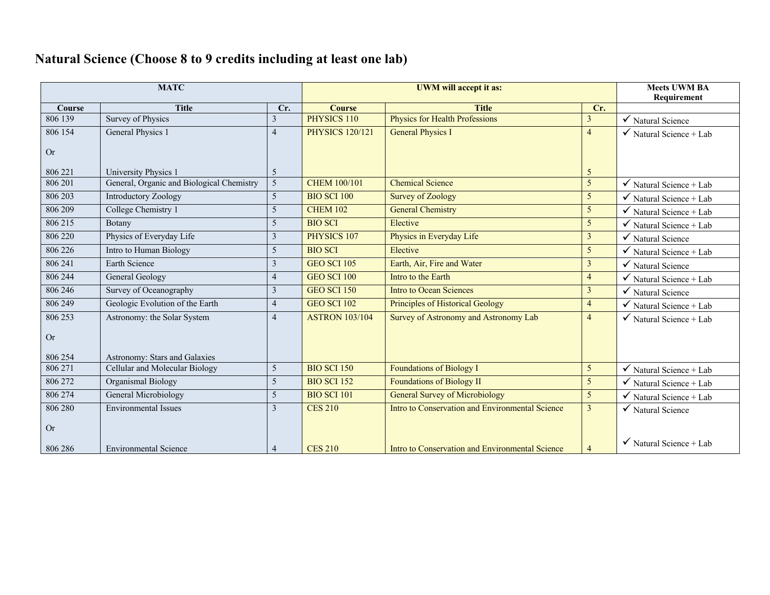# Natural Science (Choose 8 to 9 credits including at least one lab)

| MATC | | | UWM will accept it as: | | | Meets UWM BA Requirement |
|---|---|---|---|---|---|---|
| **Course** | **Title** | **Cr.** | **Course** | **Title** | **Cr.** | |
| 806 139 | Survey of Physics | 3 | PHYSICS 110 | Physics for Health Professions | 3 | ✓ Natural Science |
| 806 154 Or 806 221 | General Physics 1 / University Physics 1 | 4 / 5 | PHYSICS 120/121 | General Physics I | 4 / 5 | ✓ Natural Science + Lab |
| 806 201 | General, Organic and Biological Chemistry | 5 | CHEM 100/101 | Chemical Science | 5 | ✓ Natural Science + Lab |
| 806 203 | Introductory Zoology | 5 | BIO SCI 100 | Survey of Zoology | 5 | ✓ Natural Science + Lab |
| 806 209 | College Chemistry 1 | 5 | CHEM 102 | General Chemistry | 5 | ✓ Natural Science + Lab |
| 806 215 | Botany | 5 | BIO SCI | Elective | 5 | ✓ Natural Science + Lab |
| 806 220 | Physics of Everyday Life | 3 | PHYSICS 107 | Physics in Everyday Life | 3 | ✓ Natural Science |
| 806 226 | Intro to Human Biology | 5 | BIO SCI | Elective | 5 | ✓ Natural Science + Lab |
| 806 241 | Earth Science | 3 | GEO SCI 105 | Earth, Air, Fire and Water | 3 | ✓ Natural Science |
| 806 244 | General Geology | 4 | GEO SCI 100 | Intro to the Earth | 4 | ✓ Natural Science + Lab |
| 806 246 | Survey of Oceanography | 3 | GEO SCI 150 | Intro to Ocean Sciences | 3 | ✓ Natural Science |
| 806 249 | Geologic Evolution of the Earth | 4 | GEO SCI 102 | Principles of Historical Geology | 4 | ✓ Natural Science + Lab |
| 806 253 Or 806 254 | Astronomy: the Solar System / Astronomy: Stars and Galaxies | 4 | ASTRON 103/104 | Survey of Astronomy and Astronomy Lab | 4 | ✓ Natural Science + Lab |
| 806 271 | Cellular and Molecular Biology | 5 | BIO SCI 150 | Foundations of Biology I | 5 | ✓ Natural Science + Lab |
| 806 272 | Organismal Biology | 5 | BIO SCI 152 | Foundations of Biology II | 5 | ✓ Natural Science + Lab |
| 806 274 | General Microbiology | 5 | BIO SCI 101 | General Survey of Microbiology | 5 | ✓ Natural Science + Lab |
| 806 280 | Environmental Issues | 3 | CES 210 | Intro to Conservation and Environmental Science | 3 | ✓ Natural Science |
| Or 806 286 | Environmental Science | 4 | CES 210 | Intro to Conservation and Environmental Science | 4 | ✓ Natural Science + Lab |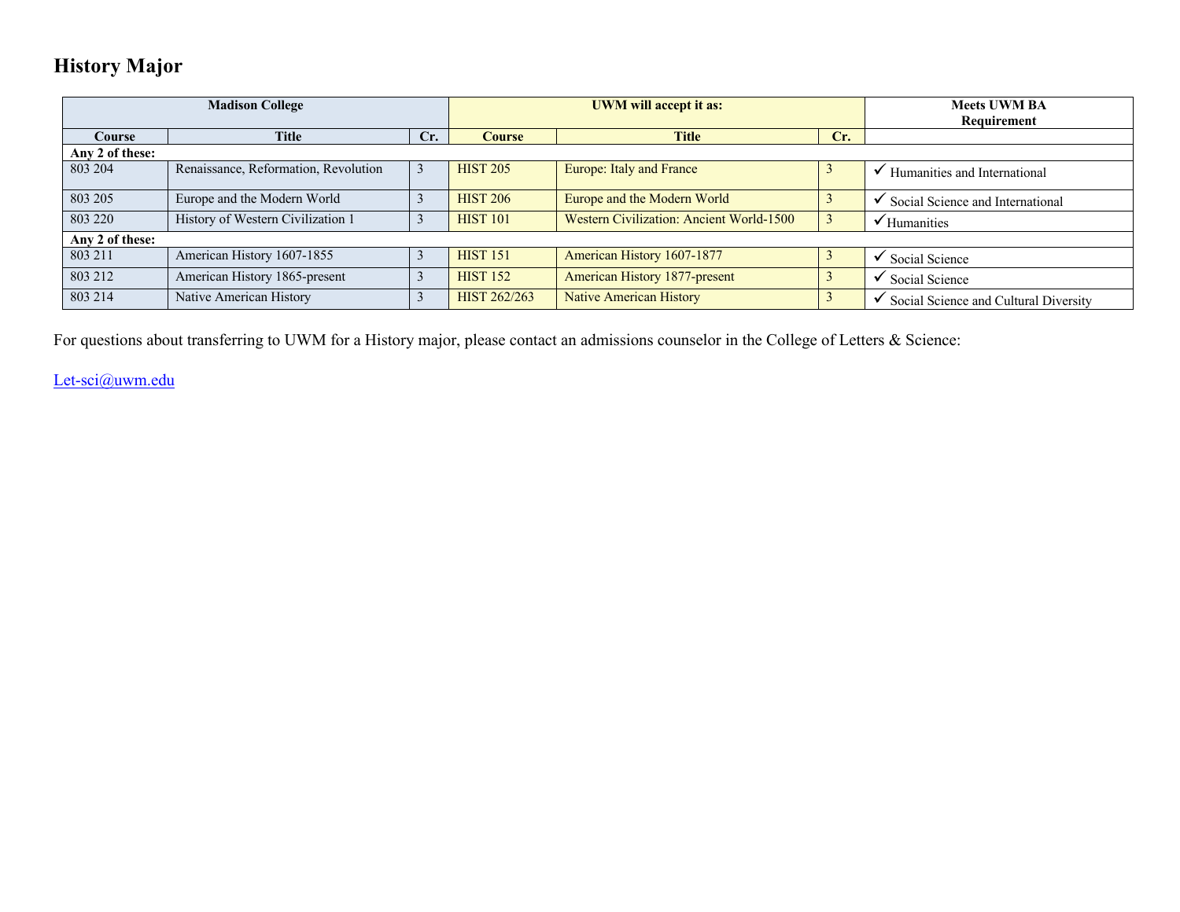## History Major

| Madison College | | | UWM will accept it as: | | | Meets UWM BA Requirement |
|---|---|---|---|---|---|---|
| Course | Title | Cr. | Course | Title | Cr. | |
| **Any 2 of these:** | | | | | | |
| 803 204 | Renaissance, Reformation, Revolution | 3 | HIST 205 | Europe: Italy and France | 3 | ✓ Humanities and International |
| 803 205 | Europe and the Modern World | 3 | HIST 206 | Europe and the Modern World | 3 | ✓ Social Science and International |
| 803 220 | History of Western Civilization 1 | 3 | HIST 101 | Western Civilization: Ancient World-1500 | 3 | ✓ Humanities |
| **Any 2 of these:** | | | | | | |
| 803 211 | American History 1607-1855 | 3 | HIST 151 | American History 1607-1877 | 3 | ✓ Social Science |
| 803 212 | American History 1865-present | 3 | HIST 152 | American History 1877-present | 3 | ✓ Social Science |
| 803 214 | Native American History | 3 | HIST 262/263 | Native American History | 3 | ✓ Social Science and Cultural Diversity |

For questions about transferring to UWM for a History major, please contact an admissions counselor in the College of Letters & Science:

Let-sci@uwm.edu